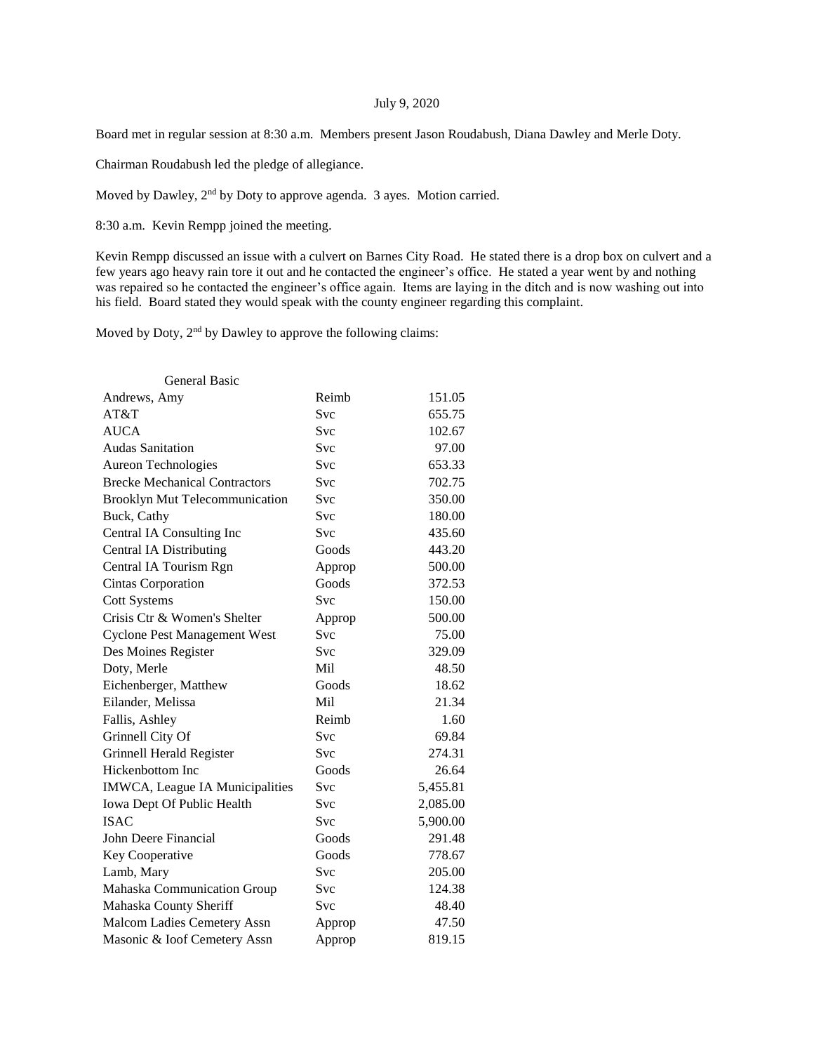July 9, 2020

Board met in regular session at 8:30 a.m. Members present Jason Roudabush, Diana Dawley and Merle Doty.

Chairman Roudabush led the pledge of allegiance.

Moved by Dawley, 2nd by Doty to approve agenda. 3 ayes. Motion carried.

8:30 a.m. Kevin Rempp joined the meeting.

Kevin Rempp discussed an issue with a culvert on Barnes City Road. He stated there is a drop box on culvert and a few years ago heavy rain tore it out and he contacted the engineer's office. He stated a year went by and nothing was repaired so he contacted the engineer's office again. Items are laying in the ditch and is now washing out into his field. Board stated they would speak with the county engineer regarding this complaint.

Moved by Doty, 2nd by Dawley to approve the following claims:

| General Basic | | |
|---|---|---|
| Andrews, Amy | Reimb | 151.05 |
| AT&T | Svc | 655.75 |
| AUCA | Svc | 102.67 |
| Audas Sanitation | Svc | 97.00 |
| Aureon Technologies | Svc | 653.33 |
| Brecke Mechanical Contractors | Svc | 702.75 |
| Brooklyn Mut Telecommunication | Svc | 350.00 |
| Buck, Cathy | Svc | 180.00 |
| Central IA Consulting Inc | Svc | 435.60 |
| Central IA Distributing | Goods | 443.20 |
| Central IA Tourism Rgn | Approp | 500.00 |
| Cintas Corporation | Goods | 372.53 |
| Cott Systems | Svc | 150.00 |
| Crisis Ctr & Women's Shelter | Approp | 500.00 |
| Cyclone Pest Management West | Svc | 75.00 |
| Des Moines Register | Svc | 329.09 |
| Doty, Merle | Mil | 48.50 |
| Eichenberger, Matthew | Goods | 18.62 |
| Eilander, Melissa | Mil | 21.34 |
| Fallis, Ashley | Reimb | 1.60 |
| Grinnell City Of | Svc | 69.84 |
| Grinnell Herald Register | Svc | 274.31 |
| Hickenbottom Inc | Goods | 26.64 |
| IMWCA, League IA Municipalities | Svc | 5,455.81 |
| Iowa Dept Of Public Health | Svc | 2,085.00 |
| ISAC | Svc | 5,900.00 |
| John Deere Financial | Goods | 291.48 |
| Key Cooperative | Goods | 778.67 |
| Lamb, Mary | Svc | 205.00 |
| Mahaska Communication Group | Svc | 124.38 |
| Mahaska County Sheriff | Svc | 48.40 |
| Malcom Ladies Cemetery Assn | Approp | 47.50 |
| Masonic & Ioof Cemetery Assn | Approp | 819.15 |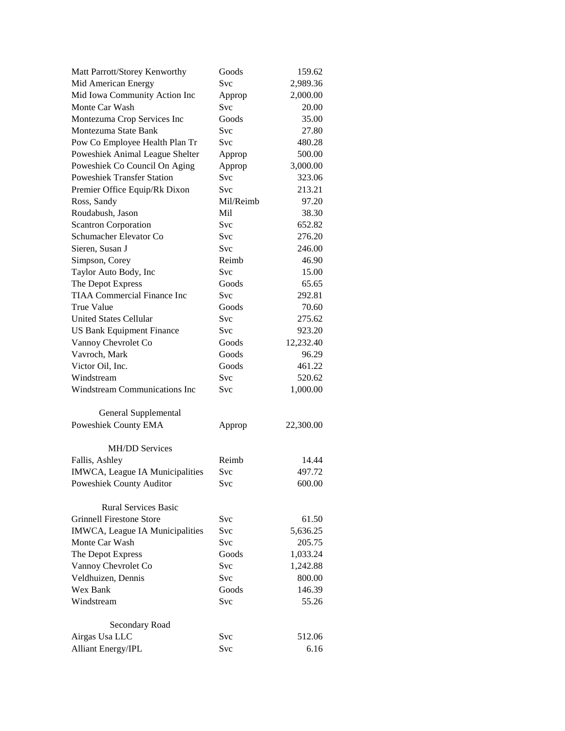| | | |
|---|---|---|
| Matt Parrott/Storey Kenworthy | Goods | 159.62 |
| Mid American Energy | Svc | 2,989.36 |
| Mid Iowa Community Action Inc | Approp | 2,000.00 |
| Monte Car Wash | Svc | 20.00 |
| Montezuma Crop Services Inc | Goods | 35.00 |
| Montezuma State Bank | Svc | 27.80 |
| Pow Co Employee Health Plan Tr | Svc | 480.28 |
| Poweshiek Animal League Shelter | Approp | 500.00 |
| Poweshiek Co Council On Aging | Approp | 3,000.00 |
| Poweshiek Transfer Station | Svc | 323.06 |
| Premier Office Equip/Rk Dixon | Svc | 213.21 |
| Ross, Sandy | Mil/Reimb | 97.20 |
| Roudabush, Jason | Mil | 38.30 |
| Scantron Corporation | Svc | 652.82 |
| Schumacher Elevator Co | Svc | 276.20 |
| Sieren, Susan J | Svc | 246.00 |
| Simpson, Corey | Reimb | 46.90 |
| Taylor Auto Body, Inc | Svc | 15.00 |
| The Depot Express | Goods | 65.65 |
| TIAA Commercial Finance Inc | Svc | 292.81 |
| True Value | Goods | 70.60 |
| United States Cellular | Svc | 275.62 |
| US Bank Equipment Finance | Svc | 923.20 |
| Vannoy Chevrolet Co | Goods | 12,232.40 |
| Vavroch, Mark | Goods | 96.29 |
| Victor Oil, Inc. | Goods | 461.22 |
| Windstream | Svc | 520.62 |
| Windstream Communications Inc | Svc | 1,000.00 |
| | | |
| **General Supplemental** | | |
| Poweshiek County EMA | Approp | 22,300.00 |
| | | |
| **MH/DD Services** | | |
| Fallis, Ashley | Reimb | 14.44 |
| IMWCA, League IA Municipalities | Svc | 497.72 |
| Poweshiek County Auditor | Svc | 600.00 |
| | | |
| **Rural Services Basic** | | |
| Grinnell Firestone Store | Svc | 61.50 |
| IMWCA, League IA Municipalities | Svc | 5,636.25 |
| Monte Car Wash | Svc | 205.75 |
| The Depot Express | Goods | 1,033.24 |
| Vannoy Chevrolet Co | Svc | 1,242.88 |
| Veldhuizen, Dennis | Svc | 800.00 |
| Wex Bank | Goods | 146.39 |
| Windstream | Svc | 55.26 |
| | | |
| **Secondary Road** | | |
| Airgas Usa LLC | Svc | 512.06 |
| Alliant Energy/IPL | Svc | 6.16 |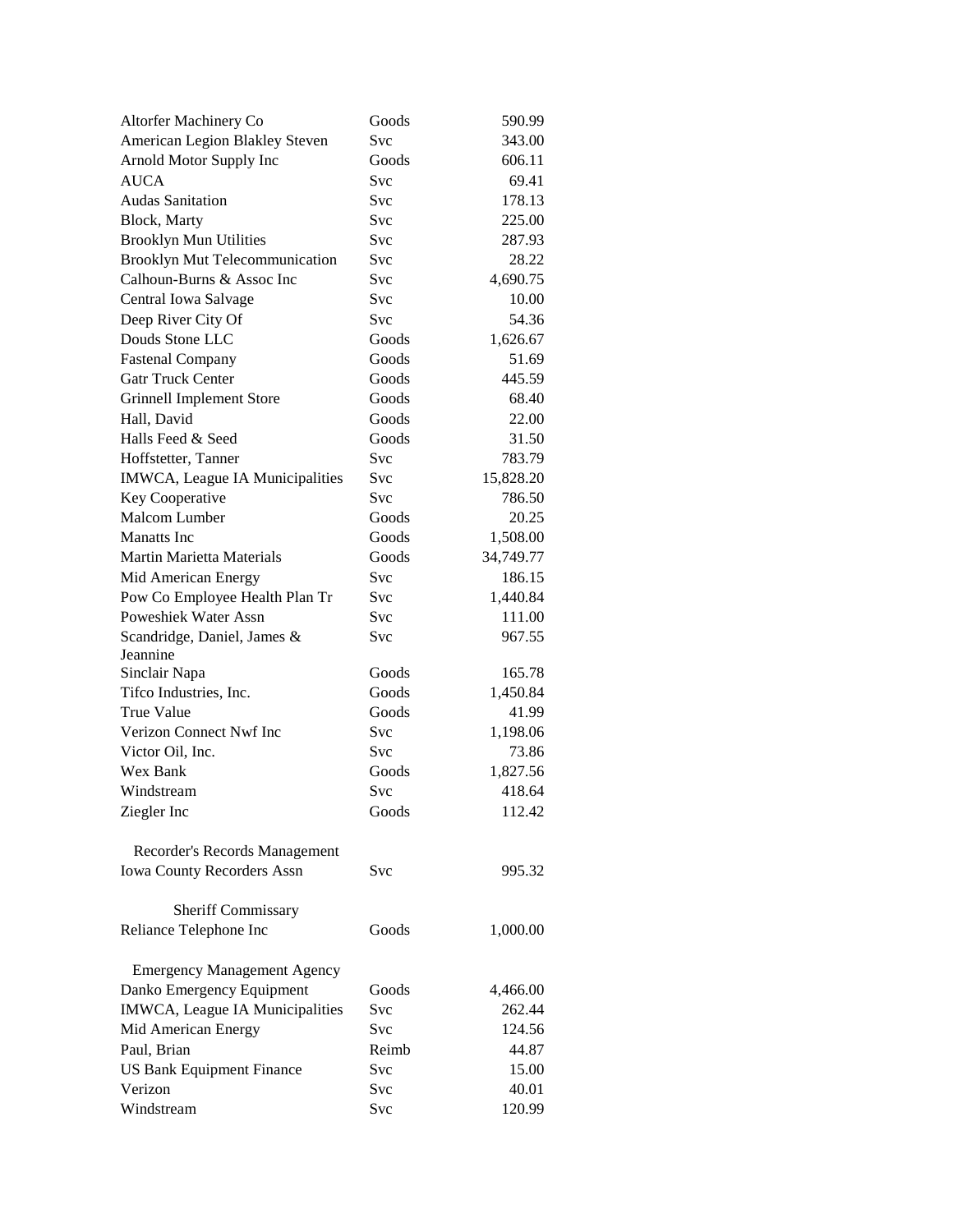| | | |
|---|---|---|
| Altorfer Machinery Co | Goods | 590.99 |
| American Legion Blakley Steven | Svc | 343.00 |
| Arnold Motor Supply Inc | Goods | 606.11 |
| AUCA | Svc | 69.41 |
| Audas Sanitation | Svc | 178.13 |
| Block, Marty | Svc | 225.00 |
| Brooklyn Mun Utilities | Svc | 287.93 |
| Brooklyn Mut Telecommunication | Svc | 28.22 |
| Calhoun-Burns & Assoc Inc | Svc | 4,690.75 |
| Central Iowa Salvage | Svc | 10.00 |
| Deep River City Of | Svc | 54.36 |
| Douds Stone LLC | Goods | 1,626.67 |
| Fastenal Company | Goods | 51.69 |
| Gatr Truck Center | Goods | 445.59 |
| Grinnell Implement Store | Goods | 68.40 |
| Hall, David | Goods | 22.00 |
| Halls Feed & Seed | Goods | 31.50 |
| Hoffstetter, Tanner | Svc | 783.79 |
| IMWCA, League IA Municipalities | Svc | 15,828.20 |
| Key Cooperative | Svc | 786.50 |
| Malcom Lumber | Goods | 20.25 |
| Manatts Inc | Goods | 1,508.00 |
| Martin Marietta Materials | Goods | 34,749.77 |
| Mid American Energy | Svc | 186.15 |
| Pow Co Employee Health Plan Tr | Svc | 1,440.84 |
| Poweshiek Water Assn | Svc | 111.00 |
| Scandridge, Daniel, James & Jeannine | Svc | 967.55 |
| Sinclair Napa | Goods | 165.78 |
| Tifco Industries, Inc. | Goods | 1,450.84 |
| True Value | Goods | 41.99 |
| Verizon Connect Nwf Inc | Svc | 1,198.06 |
| Victor Oil, Inc. | Svc | 73.86 |
| Wex Bank | Goods | 1,827.56 |
| Windstream | Svc | 418.64 |
| Ziegler Inc | Goods | 112.42 |
| | | |
| Recorder's Records Management | | |
| Iowa County Recorders Assn | Svc | 995.32 |
| | | |
| Sheriff Commissary | | |
| Reliance Telephone Inc | Goods | 1,000.00 |
| | | |
| Emergency Management Agency | | |
| Danko Emergency Equipment | Goods | 4,466.00 |
| IMWCA, League IA Municipalities | Svc | 262.44 |
| Mid American Energy | Svc | 124.56 |
| Paul, Brian | Reimb | 44.87 |
| US Bank Equipment Finance | Svc | 15.00 |
| Verizon | Svc | 40.01 |
| Windstream | Svc | 120.99 |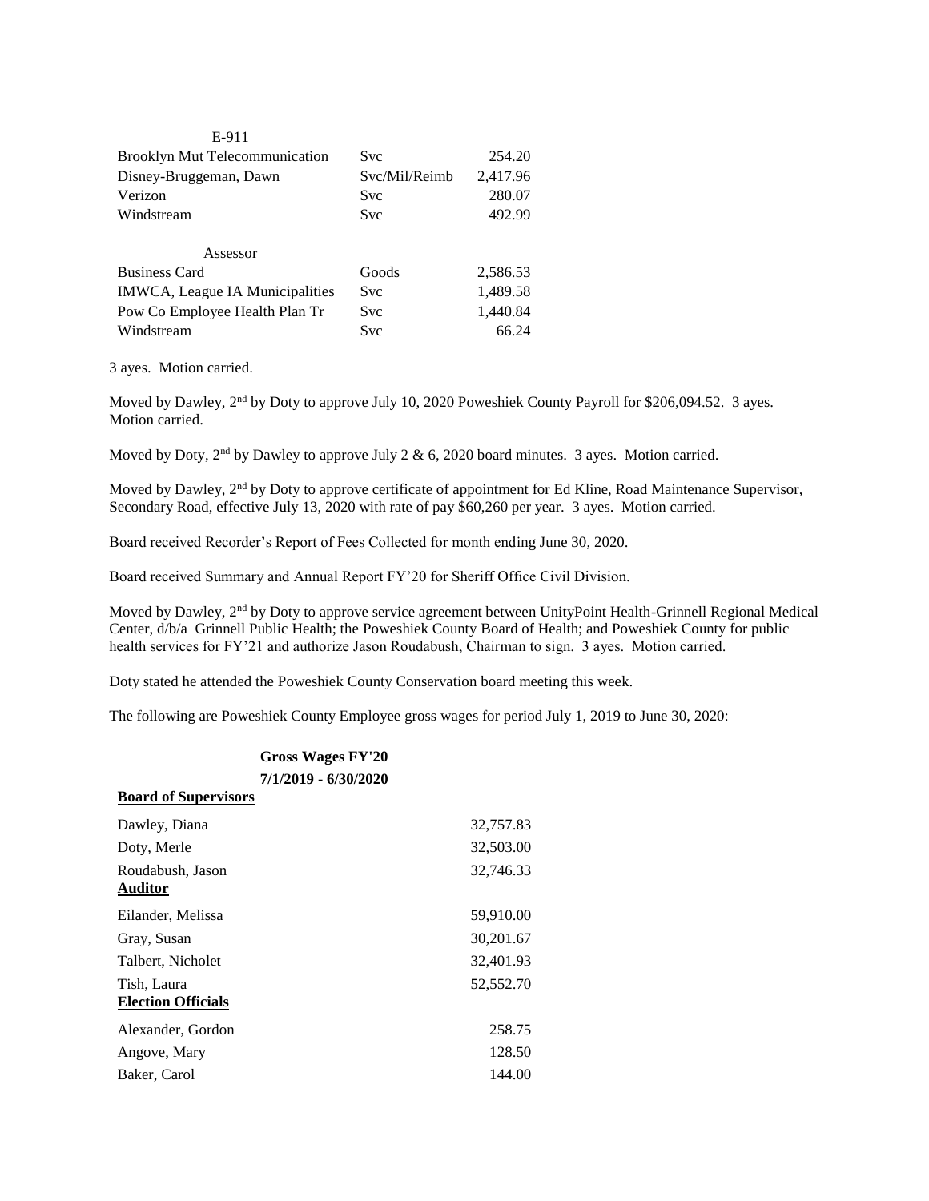| E-911 | | |
|---|---|---|
| Brooklyn Mut Telecommunication | Svc | 254.20 |
| Disney-Bruggeman, Dawn | Svc/Mil/Reimb | 2,417.96 |
| Verizon | Svc | 280.07 |
| Windstream | Svc | 492.99 |
| **Assessor** | | |
| Business Card | Goods | 2,586.53 |
| IMWCA, League IA Municipalities | Svc | 1,489.58 |
| Pow Co Employee Health Plan Tr | Svc | 1,440.84 |
| Windstream | Svc | 66.24 |

3 ayes. Motion carried.

Moved by Dawley, 2nd by Doty to approve July 10, 2020 Poweshiek County Payroll for $206,094.52. 3 ayes. Motion carried.

Moved by Doty, 2nd by Dawley to approve July 2 & 6, 2020 board minutes. 3 ayes. Motion carried.

Moved by Dawley, 2nd by Doty to approve certificate of appointment for Ed Kline, Road Maintenance Supervisor, Secondary Road, effective July 13, 2020 with rate of pay $60,260 per year. 3 ayes. Motion carried.

Board received Recorder's Report of Fees Collected for month ending June 30, 2020.

Board received Summary and Annual Report FY'20 for Sheriff Office Civil Division.

Moved by Dawley, 2nd by Doty to approve service agreement between UnityPoint Health-Grinnell Regional Medical Center, d/b/a Grinnell Public Health; the Poweshiek County Board of Health; and Poweshiek County for public health services for FY'21 and authorize Jason Roudabush, Chairman to sign. 3 ayes. Motion carried.

Doty stated he attended the Poweshiek County Conservation board meeting this week.

The following are Poweshiek County Employee gross wages for period July 1, 2019 to June 30, 2020:

**Gross Wages FY'20**
**7/1/2019 - 6/30/2020**

| **Board of Supervisors** | |
|---|---|
| Dawley, Diana | 32,757.83 |
| Doty, Merle | 32,503.00 |
| Roudabush, Jason | 32,746.33 |
| **Auditor** | |
| Eilander, Melissa | 59,910.00 |
| Gray, Susan | 30,201.67 |
| Talbert, Nicholet | 32,401.93 |
| Tish, Laura | 52,552.70 |
| **Election Officials** | |
| Alexander, Gordon | 258.75 |
| Angove, Mary | 128.50 |
| Baker, Carol | 144.00 |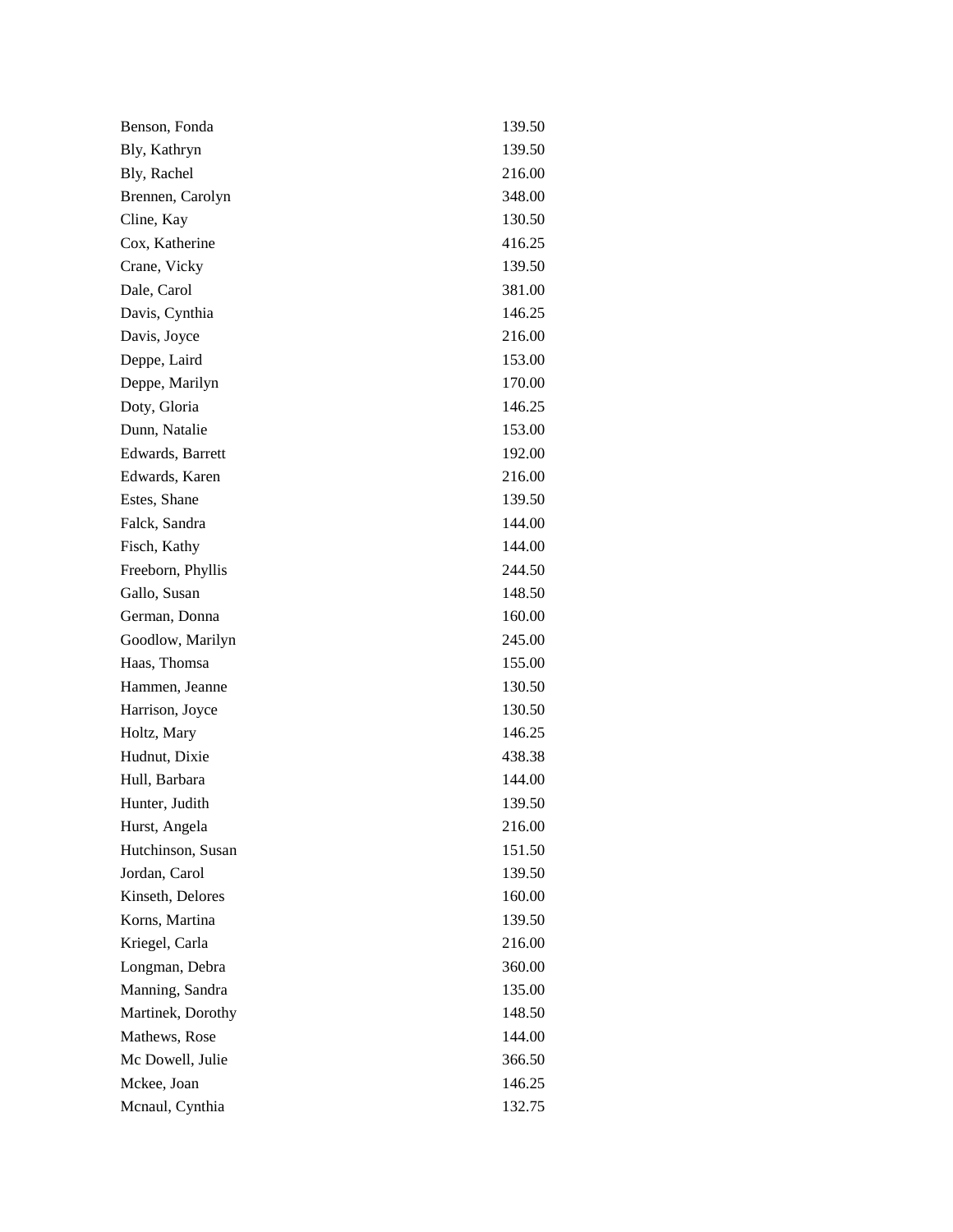| | |
|---|---|
| Benson, Fonda | 139.50 |
| Bly, Kathryn | 139.50 |
| Bly, Rachel | 216.00 |
| Brennen, Carolyn | 348.00 |
| Cline, Kay | 130.50 |
| Cox, Katherine | 416.25 |
| Crane, Vicky | 139.50 |
| Dale, Carol | 381.00 |
| Davis, Cynthia | 146.25 |
| Davis, Joyce | 216.00 |
| Deppe, Laird | 153.00 |
| Deppe, Marilyn | 170.00 |
| Doty, Gloria | 146.25 |
| Dunn, Natalie | 153.00 |
| Edwards, Barrett | 192.00 |
| Edwards, Karen | 216.00 |
| Estes, Shane | 139.50 |
| Falck, Sandra | 144.00 |
| Fisch, Kathy | 144.00 |
| Freeborn, Phyllis | 244.50 |
| Gallo, Susan | 148.50 |
| German, Donna | 160.00 |
| Goodlow, Marilyn | 245.00 |
| Haas, Thomsa | 155.00 |
| Hammen, Jeanne | 130.50 |
| Harrison, Joyce | 130.50 |
| Holtz, Mary | 146.25 |
| Hudnut, Dixie | 438.38 |
| Hull, Barbara | 144.00 |
| Hunter, Judith | 139.50 |
| Hurst, Angela | 216.00 |
| Hutchinson, Susan | 151.50 |
| Jordan, Carol | 139.50 |
| Kinseth, Delores | 160.00 |
| Korns, Martina | 139.50 |
| Kriegel, Carla | 216.00 |
| Longman, Debra | 360.00 |
| Manning, Sandra | 135.00 |
| Martinek, Dorothy | 148.50 |
| Mathews, Rose | 144.00 |
| Mc Dowell, Julie | 366.50 |
| Mckee, Joan | 146.25 |
| Mcnaul, Cynthia | 132.75 |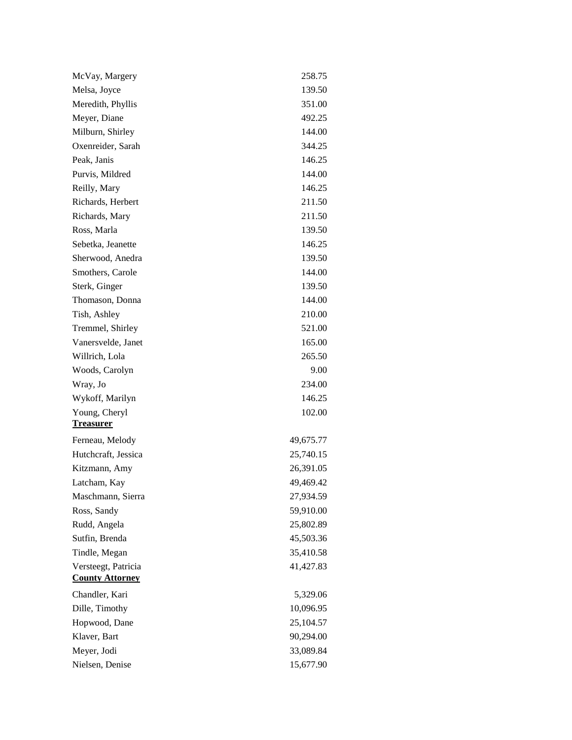| | |
|---|---|
| McVay, Margery | 258.75 |
| Melsa, Joyce | 139.50 |
| Meredith, Phyllis | 351.00 |
| Meyer, Diane | 492.25 |
| Milburn, Shirley | 144.00 |
| Oxenreider, Sarah | 344.25 |
| Peak, Janis | 146.25 |
| Purvis, Mildred | 144.00 |
| Reilly, Mary | 146.25 |
| Richards, Herbert | 211.50 |
| Richards, Mary | 211.50 |
| Ross, Marla | 139.50 |
| Sebetka, Jeanette | 146.25 |
| Sherwood, Anedra | 139.50 |
| Smothers, Carole | 144.00 |
| Sterk, Ginger | 139.50 |
| Thomason, Donna | 144.00 |
| Tish, Ashley | 210.00 |
| Tremmel, Shirley | 521.00 |
| Vanersvelde, Janet | 165.00 |
| Willrich, Lola | 265.50 |
| Woods, Carolyn | 9.00 |
| Wray, Jo | 234.00 |
| Wykoff, Marilyn | 146.25 |
| Young, Cheryl | 102.00 |

**Treasurer**

| | |
|---|---|
| Ferneau, Melody | 49,675.77 |
| Hutchcraft, Jessica | 25,740.15 |
| Kitzmann, Amy | 26,391.05 |
| Latcham, Kay | 49,469.42 |
| Maschmann, Sierra | 27,934.59 |
| Ross, Sandy | 59,910.00 |
| Rudd, Angela | 25,802.89 |
| Sutfin, Brenda | 45,503.36 |
| Tindle, Megan | 35,410.58 |
| Versteegt, Patricia | 41,427.83 |

**County Attorney**

| | |
|---|---|
| Chandler, Kari | 5,329.06 |
| Dille, Timothy | 10,096.95 |
| Hopwood, Dane | 25,104.57 |
| Klaver, Bart | 90,294.00 |
| Meyer, Jodi | 33,089.84 |
| Nielsen, Denise | 15,677.90 |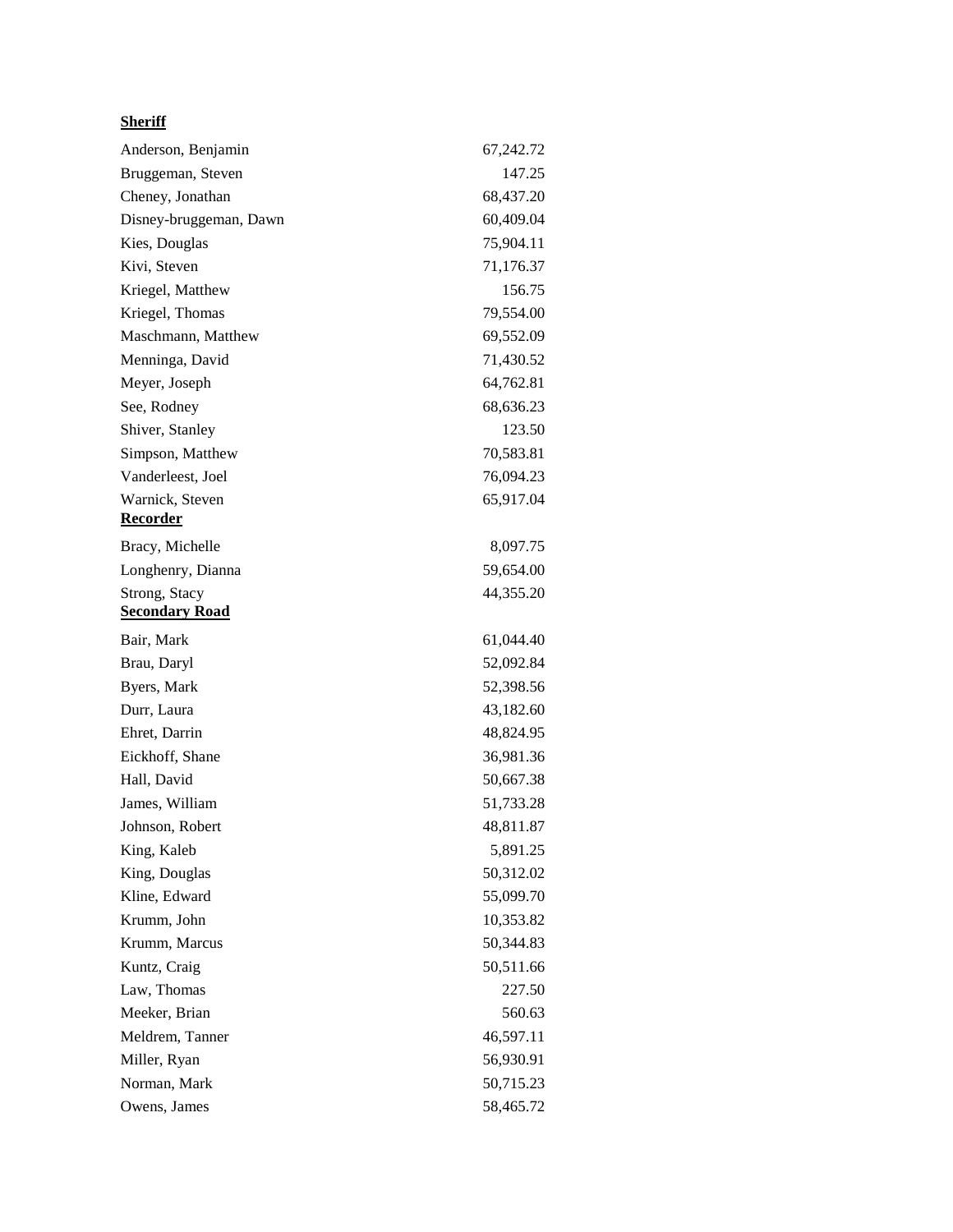**Sheriff**

| | |
|---|---|
| Anderson, Benjamin | 67,242.72 |
| Bruggeman, Steven | 147.25 |
| Cheney, Jonathan | 68,437.20 |
| Disney-bruggeman, Dawn | 60,409.04 |
| Kies, Douglas | 75,904.11 |
| Kivi, Steven | 71,176.37 |
| Kriegel, Matthew | 156.75 |
| Kriegel, Thomas | 79,554.00 |
| Maschmann, Matthew | 69,552.09 |
| Menninga, David | 71,430.52 |
| Meyer, Joseph | 64,762.81 |
| See, Rodney | 68,636.23 |
| Shiver, Stanley | 123.50 |
| Simpson, Matthew | 70,583.81 |
| Vanderleest, Joel | 76,094.23 |
| Warnick, Steven | 65,917.04 |

**Recorder**

| | |
|---|---|
| Bracy, Michelle | 8,097.75 |
| Longhenry, Dianna | 59,654.00 |
| Strong, Stacy | 44,355.20 |

**Secondary Road**

| | |
|---|---|
| Bair, Mark | 61,044.40 |
| Brau, Daryl | 52,092.84 |
| Byers, Mark | 52,398.56 |
| Durr, Laura | 43,182.60 |
| Ehret, Darrin | 48,824.95 |
| Eickhoff, Shane | 36,981.36 |
| Hall, David | 50,667.38 |
| James, William | 51,733.28 |
| Johnson, Robert | 48,811.87 |
| King, Kaleb | 5,891.25 |
| King, Douglas | 50,312.02 |
| Kline, Edward | 55,099.70 |
| Krumm, John | 10,353.82 |
| Krumm, Marcus | 50,344.83 |
| Kuntz, Craig | 50,511.66 |
| Law, Thomas | 227.50 |
| Meeker, Brian | 560.63 |
| Meldrem, Tanner | 46,597.11 |
| Miller, Ryan | 56,930.91 |
| Norman, Mark | 50,715.23 |
| Owens, James | 58,465.72 |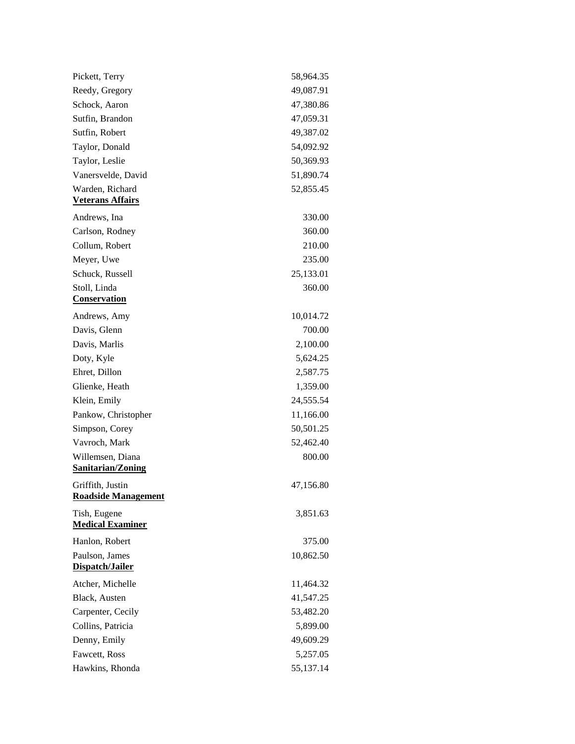| | |
|---|---|
| Pickett, Terry | 58,964.35 |
| Reedy, Gregory | 49,087.91 |
| Schock, Aaron | 47,380.86 |
| Sutfin, Brandon | 47,059.31 |
| Sutfin, Robert | 49,387.02 |
| Taylor, Donald | 54,092.92 |
| Taylor, Leslie | 50,369.93 |
| Vanersvelde, David | 51,890.74 |
| Warden, Richard | 52,855.45 |

**Veterans Affairs**

| | |
|---|---|
| Andrews, Ina | 330.00 |
| Carlson, Rodney | 360.00 |
| Collum, Robert | 210.00 |
| Meyer, Uwe | 235.00 |
| Schuck, Russell | 25,133.01 |
| Stoll, Linda | 360.00 |

**Conservation**

| | |
|---|---|
| Andrews, Amy | 10,014.72 |
| Davis, Glenn | 700.00 |
| Davis, Marlis | 2,100.00 |
| Doty, Kyle | 5,624.25 |
| Ehret, Dillon | 2,587.75 |
| Glienke, Heath | 1,359.00 |
| Klein, Emily | 24,555.54 |
| Pankow, Christopher | 11,166.00 |
| Simpson, Corey | 50,501.25 |
| Vavroch, Mark | 52,462.40 |
| Willemsen, Diana | 800.00 |

**Sanitarian/Zoning**

| | |
|---|---|
| Griffith, Justin | 47,156.80 |

**Roadside Management**

| | |
|---|---|
| Tish, Eugene | 3,851.63 |

**Medical Examiner**

| | |
|---|---|
| Hanlon, Robert | 375.00 |
| Paulson, James | 10,862.50 |

**Dispatch/Jailer**

| | |
|---|---|
| Atcher, Michelle | 11,464.32 |
| Black, Austen | 41,547.25 |
| Carpenter, Cecily | 53,482.20 |
| Collins, Patricia | 5,899.00 |
| Denny, Emily | 49,609.29 |
| Fawcett, Ross | 5,257.05 |
| Hawkins, Rhonda | 55,137.14 |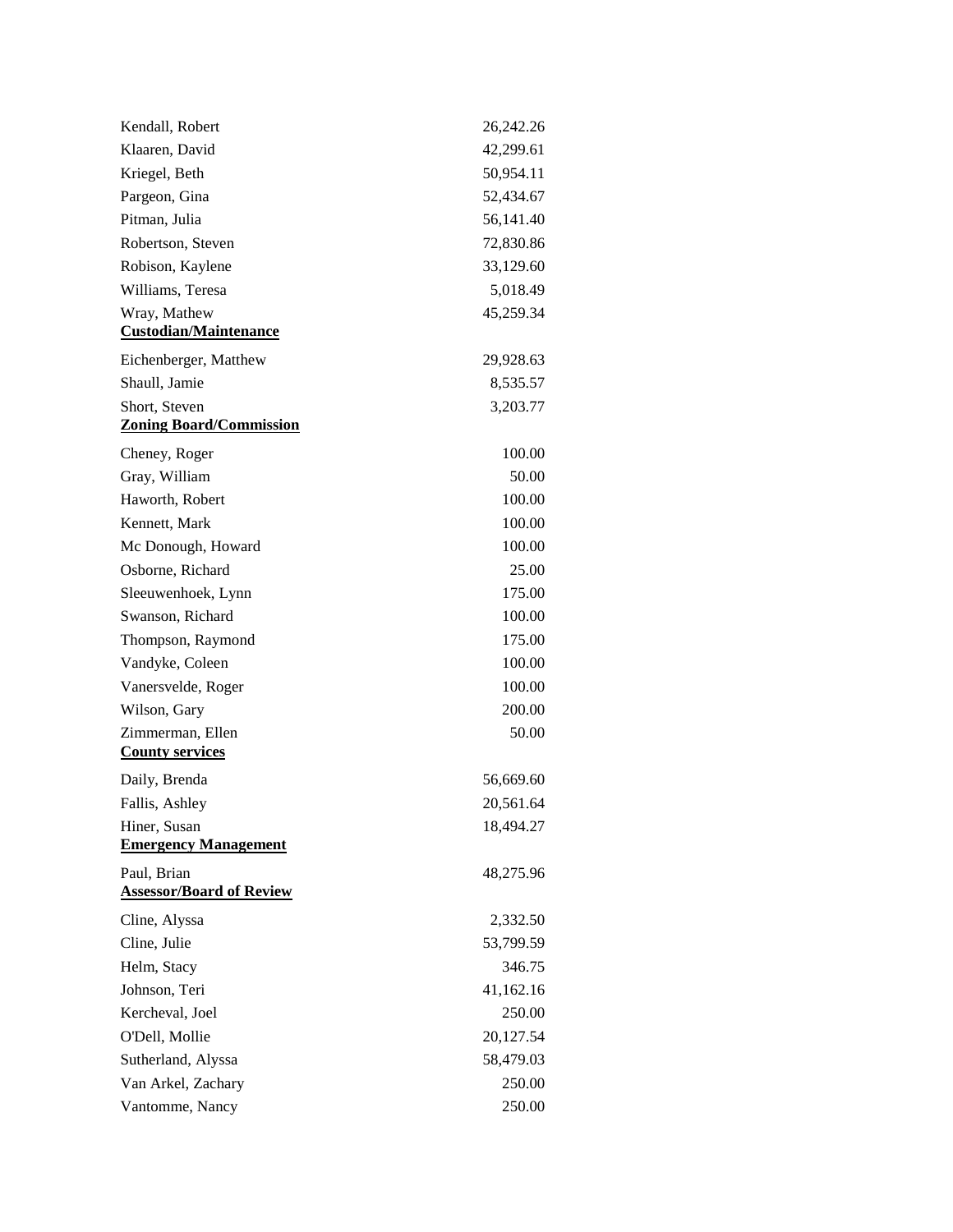| | |
|---|---|
| Kendall, Robert | 26,242.26 |
| Klaaren, David | 42,299.61 |
| Kriegel, Beth | 50,954.11 |
| Pargeon, Gina | 52,434.67 |
| Pitman, Julia | 56,141.40 |
| Robertson, Steven | 72,830.86 |
| Robison, Kaylene | 33,129.60 |
| Williams, Teresa | 5,018.49 |
| Wray, Mathew | 45,259.34 |
| **Custodian/Maintenance** | |
| Eichenberger, Matthew | 29,928.63 |
| Shaull, Jamie | 8,535.57 |
| Short, Steven | 3,203.77 |
| **Zoning Board/Commission** | |
| Cheney, Roger | 100.00 |
| Gray, William | 50.00 |
| Haworth, Robert | 100.00 |
| Kennett, Mark | 100.00 |
| Mc Donough, Howard | 100.00 |
| Osborne, Richard | 25.00 |
| Sleeuwenhoek, Lynn | 175.00 |
| Swanson, Richard | 100.00 |
| Thompson, Raymond | 175.00 |
| Vandyke, Coleen | 100.00 |
| Vanersvelde, Roger | 100.00 |
| Wilson, Gary | 200.00 |
| Zimmerman, Ellen | 50.00 |
| **County services** | |
| Daily, Brenda | 56,669.60 |
| Fallis, Ashley | 20,561.64 |
| Hiner, Susan | 18,494.27 |
| **Emergency Management** | |
| Paul, Brian | 48,275.96 |
| **Assessor/Board of Review** | |
| Cline, Alyssa | 2,332.50 |
| Cline, Julie | 53,799.59 |
| Helm, Stacy | 346.75 |
| Johnson, Teri | 41,162.16 |
| Kercheval, Joel | 250.00 |
| O'Dell, Mollie | 20,127.54 |
| Sutherland, Alyssa | 58,479.03 |
| Van Arkel, Zachary | 250.00 |
| Vantomme, Nancy | 250.00 |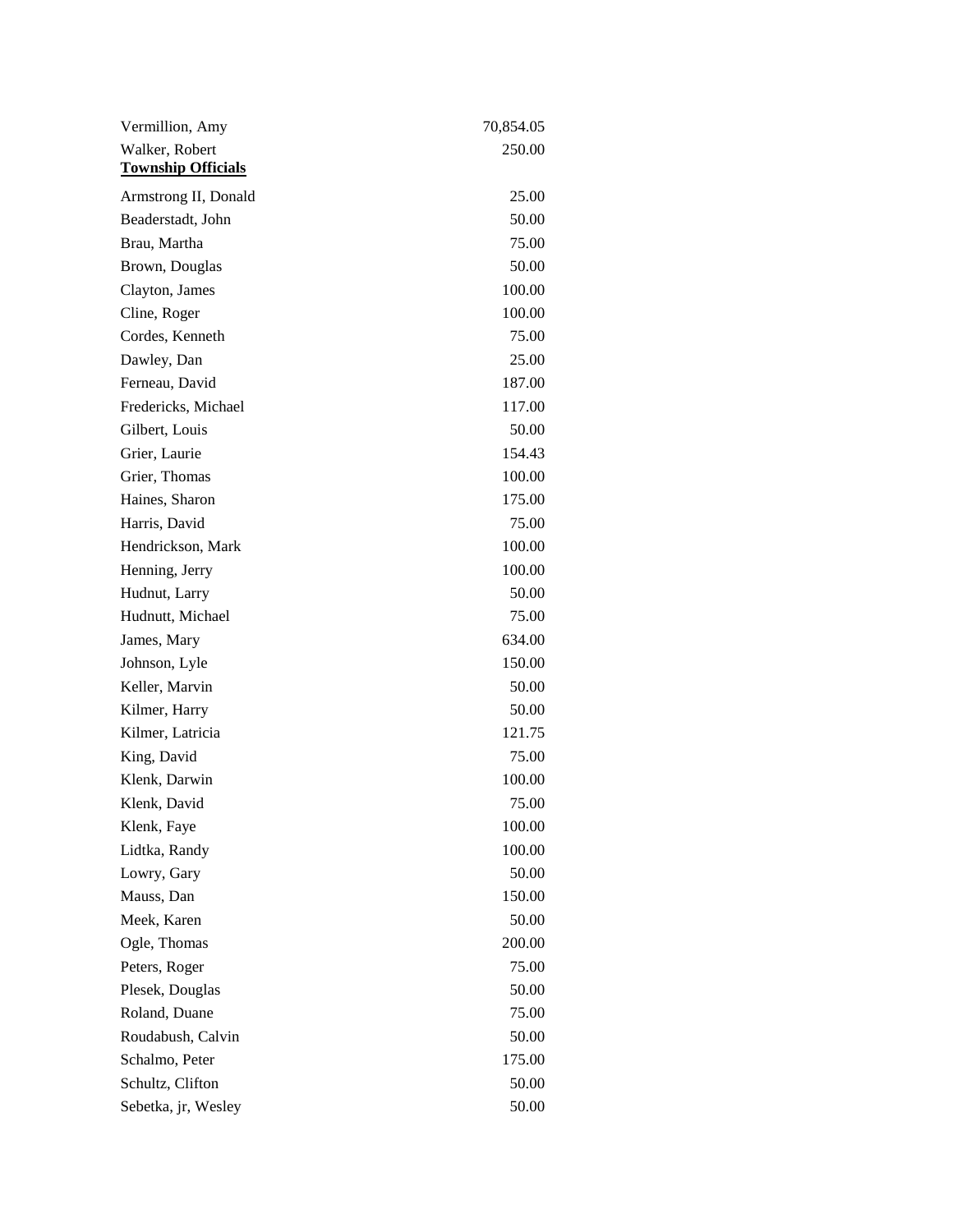| | |
|---|---|
| Vermillion, Amy | 70,854.05 |
| Walker, Robert | 250.00 |

**Township Officials**

| | |
|---|---|
| Armstrong II, Donald | 25.00 |
| Beaderstadt, John | 50.00 |
| Brau, Martha | 75.00 |
| Brown, Douglas | 50.00 |
| Clayton, James | 100.00 |
| Cline, Roger | 100.00 |
| Cordes, Kenneth | 75.00 |
| Dawley, Dan | 25.00 |
| Ferneau, David | 187.00 |
| Fredericks, Michael | 117.00 |
| Gilbert, Louis | 50.00 |
| Grier, Laurie | 154.43 |
| Grier, Thomas | 100.00 |
| Haines, Sharon | 175.00 |
| Harris, David | 75.00 |
| Hendrickson, Mark | 100.00 |
| Henning, Jerry | 100.00 |
| Hudnut, Larry | 50.00 |
| Hudnutt, Michael | 75.00 |
| James, Mary | 634.00 |
| Johnson, Lyle | 150.00 |
| Keller, Marvin | 50.00 |
| Kilmer, Harry | 50.00 |
| Kilmer, Latricia | 121.75 |
| King, David | 75.00 |
| Klenk, Darwin | 100.00 |
| Klenk, David | 75.00 |
| Klenk, Faye | 100.00 |
| Lidtka, Randy | 100.00 |
| Lowry, Gary | 50.00 |
| Mauss, Dan | 150.00 |
| Meek, Karen | 50.00 |
| Ogle, Thomas | 200.00 |
| Peters, Roger | 75.00 |
| Plesek, Douglas | 50.00 |
| Roland, Duane | 75.00 |
| Roudabush, Calvin | 50.00 |
| Schalmo, Peter | 175.00 |
| Schultz, Clifton | 50.00 |
| Sebetka, jr, Wesley | 50.00 |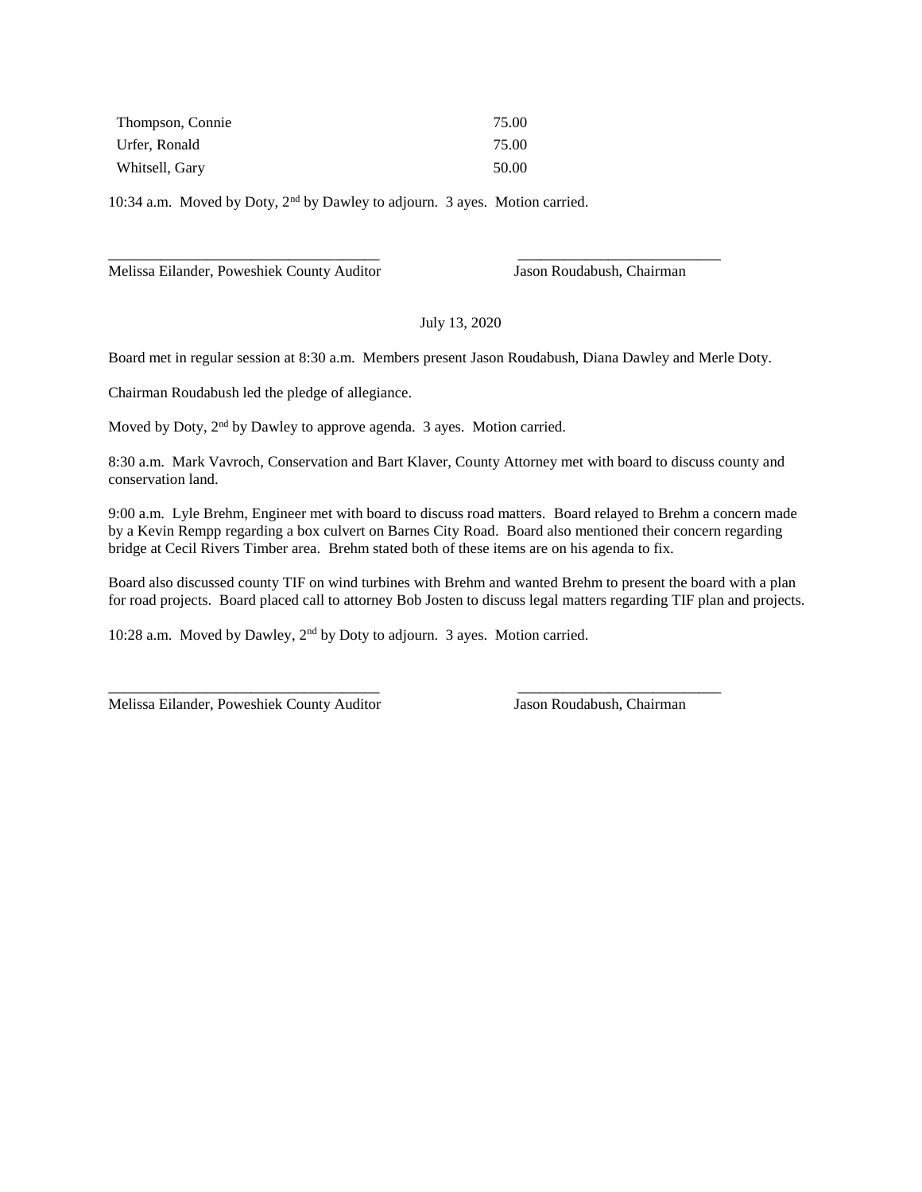| | |
|---|---|
| Thompson, Connie | 75.00 |
| Urfer, Ronald | 75.00 |
| Whitsell, Gary | 50.00 |

10:34 a.m. Moved by Doty, 2nd by Dawley to adjourn. 3 ayes. Motion carried.

\_\_\_\_\_\_\_\_\_\_\_\_\_\_\_\_\_\_\_\_\_\_\_\_\_\_\_\_\_\_\_\_\_\_\_ \_\_\_\_\_\_\_\_\_\_\_\_\_\_\_\_\_\_\_\_\_\_\_\_\_\_\_

Melissa Eilander, Poweshiek County Auditor Jason Roudabush, Chairman

July 13, 2020

Board met in regular session at 8:30 a.m. Members present Jason Roudabush, Diana Dawley and Merle Doty.

Chairman Roudabush led the pledge of allegiance.

Moved by Doty, 2nd by Dawley to approve agenda. 3 ayes. Motion carried.

8:30 a.m. Mark Vavroch, Conservation and Bart Klaver, County Attorney met with board to discuss county and conservation land.

9:00 a.m. Lyle Brehm, Engineer met with board to discuss road matters. Board relayed to Brehm a concern made by a Kevin Rempp regarding a box culvert on Barnes City Road. Board also mentioned their concern regarding bridge at Cecil Rivers Timber area. Brehm stated both of these items are on his agenda to fix.

Board also discussed county TIF on wind turbines with Brehm and wanted Brehm to present the board with a plan for road projects. Board placed call to attorney Bob Josten to discuss legal matters regarding TIF plan and projects.

10:28 a.m. Moved by Dawley, 2nd by Doty to adjourn. 3 ayes. Motion carried.

\_\_\_\_\_\_\_\_\_\_\_\_\_\_\_\_\_\_\_\_\_\_\_\_\_\_\_\_\_\_\_\_\_\_\_ \_\_\_\_\_\_\_\_\_\_\_\_\_\_\_\_\_\_\_\_\_\_\_\_\_\_\_

Melissa Eilander, Poweshiek County Auditor Jason Roudabush, Chairman